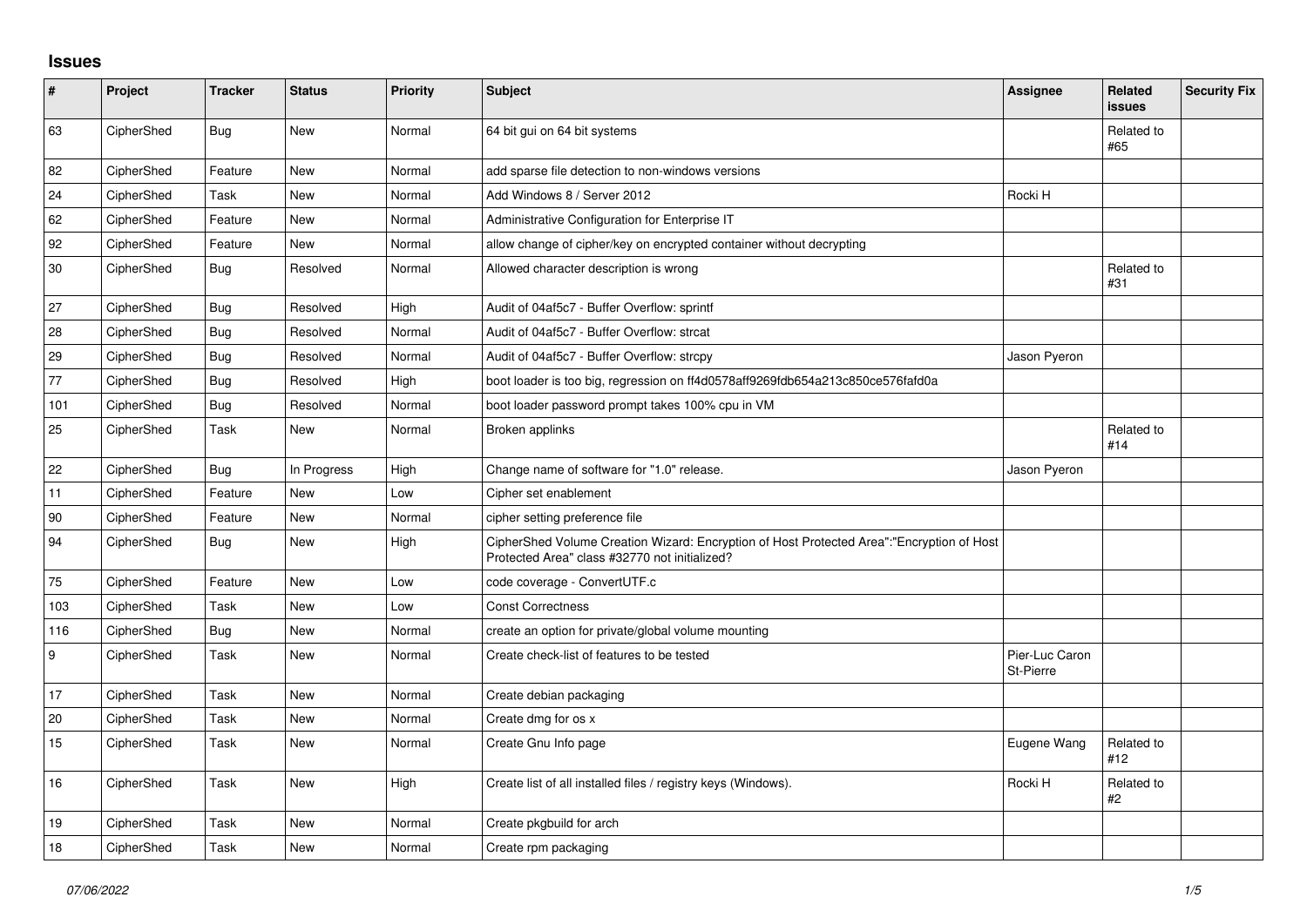## Issues

| # | Project | Tracker | Status | Priority | Subject | Assignee | Related issues | Security Fix |
|---|---|---|---|---|---|---|---|---|
| 63 | CipherShed | Bug | New | Normal | 64 bit gui on 64 bit systems | | Related to #65 | |
| 82 | CipherShed | Feature | New | Normal | add sparse file detection to non-windows versions | | | |
| 24 | CipherShed | Task | New | Normal | Add Windows 8 / Server 2012 | Rocki H | | |
| 62 | CipherShed | Feature | New | Normal | Administrative Configuration for Enterprise IT | | | |
| 92 | CipherShed | Feature | New | Normal | allow change of cipher/key on encrypted container without decrypting | | | |
| 30 | CipherShed | Bug | Resolved | Normal | Allowed character description is wrong | | Related to #31 | |
| 27 | CipherShed | Bug | Resolved | High | Audit of 04af5c7 - Buffer Overflow: sprintf | | | |
| 28 | CipherShed | Bug | Resolved | Normal | Audit of 04af5c7 - Buffer Overflow: strcat | | | |
| 29 | CipherShed | Bug | Resolved | Normal | Audit of 04af5c7 - Buffer Overflow: strcpy | Jason Pyeron | | |
| 77 | CipherShed | Bug | Resolved | High | boot loader is too big, regression on ff4d0578aff9269fdb654a213c850ce576fafd0a | | | |
| 101 | CipherShed | Bug | Resolved | Normal | boot loader password prompt takes 100% cpu in VM | | | |
| 25 | CipherShed | Task | New | Normal | Broken applinks | | Related to #14 | |
| 22 | CipherShed | Bug | In Progress | High | Change name of software for "1.0" release. | Jason Pyeron | | |
| 11 | CipherShed | Feature | New | Low | Cipher set enablement | | | |
| 90 | CipherShed | Feature | New | Normal | cipher setting preference file | | | |
| 94 | CipherShed | Bug | New | High | CipherShed Volume Creation Wizard: Encryption of Host Protected Area":"Encryption of Host Protected Area" class #32770 not initialized? | | | |
| 75 | CipherShed | Feature | New | Low | code coverage - ConvertUTF.c | | | |
| 103 | CipherShed | Task | New | Low | Const Correctness | | | |
| 116 | CipherShed | Bug | New | Normal | create an option for private/global volume mounting | | | |
| 9 | CipherShed | Task | New | Normal | Create check-list of features to be tested | Pier-Luc Caron St-Pierre | | |
| 17 | CipherShed | Task | New | Normal | Create debian packaging | | | |
| 20 | CipherShed | Task | New | Normal | Create dmg for os x | | | |
| 15 | CipherShed | Task | New | Normal | Create Gnu Info page | Eugene Wang | Related to #12 | |
| 16 | CipherShed | Task | New | High | Create list of all installed files / registry keys (Windows). | Rocki H | Related to #2 | |
| 19 | CipherShed | Task | New | Normal | Create pkgbuild for arch | | | |
| 18 | CipherShed | Task | New | Normal | Create rpm packaging | | | |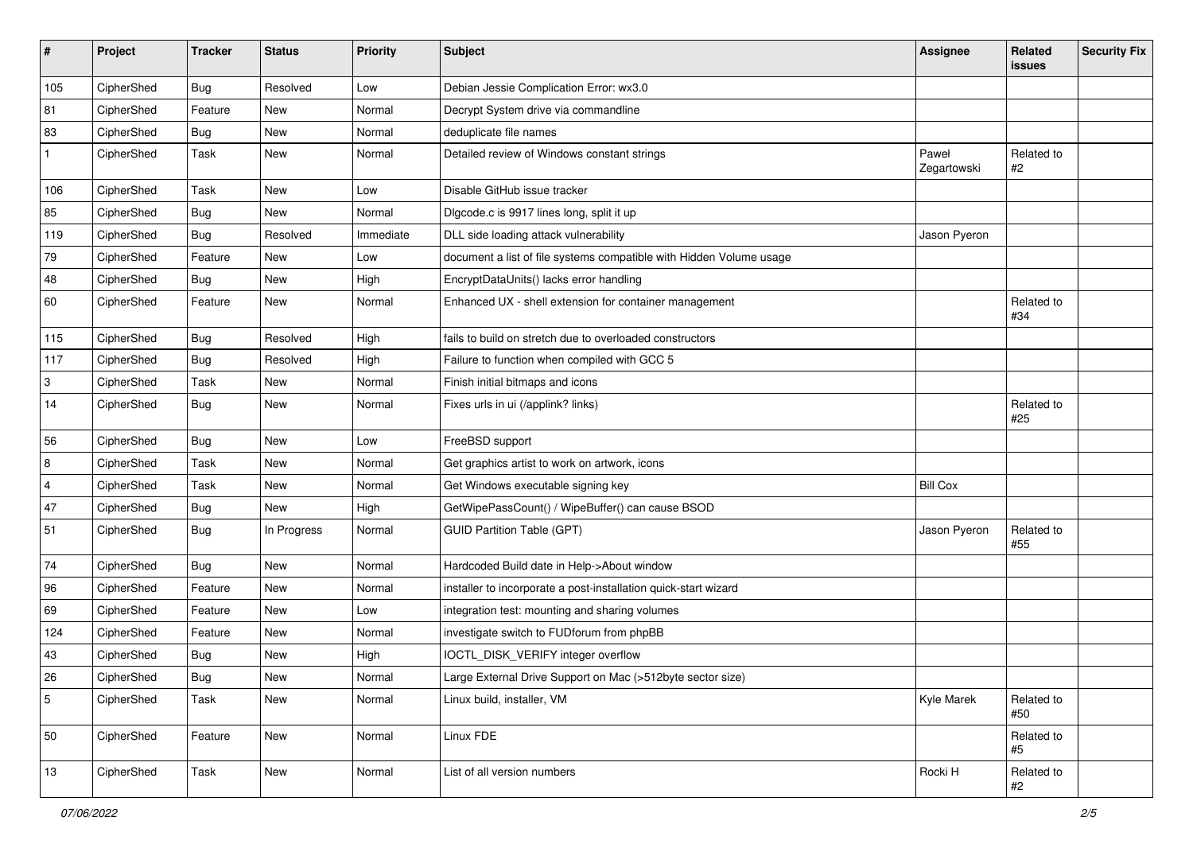| # | Project | Tracker | Status | Priority | Subject | Assignee | Related issues | Security Fix |
|---|---|---|---|---|---|---|---|---|
| 105 | CipherShed | Bug | Resolved | Low | Debian Jessie Complication Error: wx3.0 | | | |
| 81 | CipherShed | Feature | New | Normal | Decrypt System drive via commandline | | | |
| 83 | CipherShed | Bug | New | Normal | deduplicate file names | | | |
| 1 | CipherShed | Task | New | Normal | Detailed review of Windows constant strings | Paweł Zegartowski | Related to #2 | |
| 106 | CipherShed | Task | New | Low | Disable GitHub issue tracker | | | |
| 85 | CipherShed | Bug | New | Normal | Dlgcode.c is 9917 lines long, split it up | | | |
| 119 | CipherShed | Bug | Resolved | Immediate | DLL side loading attack vulnerability | Jason Pyeron | | |
| 79 | CipherShed | Feature | New | Low | document a list of file systems compatible with Hidden Volume usage | | | |
| 48 | CipherShed | Bug | New | High | EncryptDataUnits() lacks error handling | | | |
| 60 | CipherShed | Feature | New | Normal | Enhanced UX - shell extension for container management | | Related to #34 | |
| 115 | CipherShed | Bug | Resolved | High | fails to build on stretch due to overloaded constructors | | | |
| 117 | CipherShed | Bug | Resolved | High | Failure to function when compiled with GCC 5 | | | |
| 3 | CipherShed | Task | New | Normal | Finish initial bitmaps and icons | | | |
| 14 | CipherShed | Bug | New | Normal | Fixes urls in ui (/applink? links) | | Related to #25 | |
| 56 | CipherShed | Bug | New | Low | FreeBSD support | | | |
| 8 | CipherShed | Task | New | Normal | Get graphics artist to work on artwork, icons | | | |
| 4 | CipherShed | Task | New | Normal | Get Windows executable signing key | Bill Cox | | |
| 47 | CipherShed | Bug | New | High | GetWipePassCount() / WipeBuffer() can cause BSOD | | | |
| 51 | CipherShed | Bug | In Progress | Normal | GUID Partition Table (GPT) | Jason Pyeron | Related to #55 | |
| 74 | CipherShed | Bug | New | Normal | Hardcoded Build date in Help->About window | | | |
| 96 | CipherShed | Feature | New | Normal | installer to incorporate a post-installation quick-start wizard | | | |
| 69 | CipherShed | Feature | New | Low | integration test: mounting and sharing volumes | | | |
| 124 | CipherShed | Feature | New | Normal | investigate switch to FUDforum from phpBB | | | |
| 43 | CipherShed | Bug | New | High | IOCTL_DISK_VERIFY integer overflow | | | |
| 26 | CipherShed | Bug | New | Normal | Large External Drive Support on Mac (>512byte sector size) | | | |
| 5 | CipherShed | Task | New | Normal | Linux build, installer, VM | Kyle Marek | Related to #50 | |
| 50 | CipherShed | Feature | New | Normal | Linux FDE | | Related to #5 | |
| 13 | CipherShed | Task | New | Normal | List of all version numbers | Rocki H | Related to #2 | |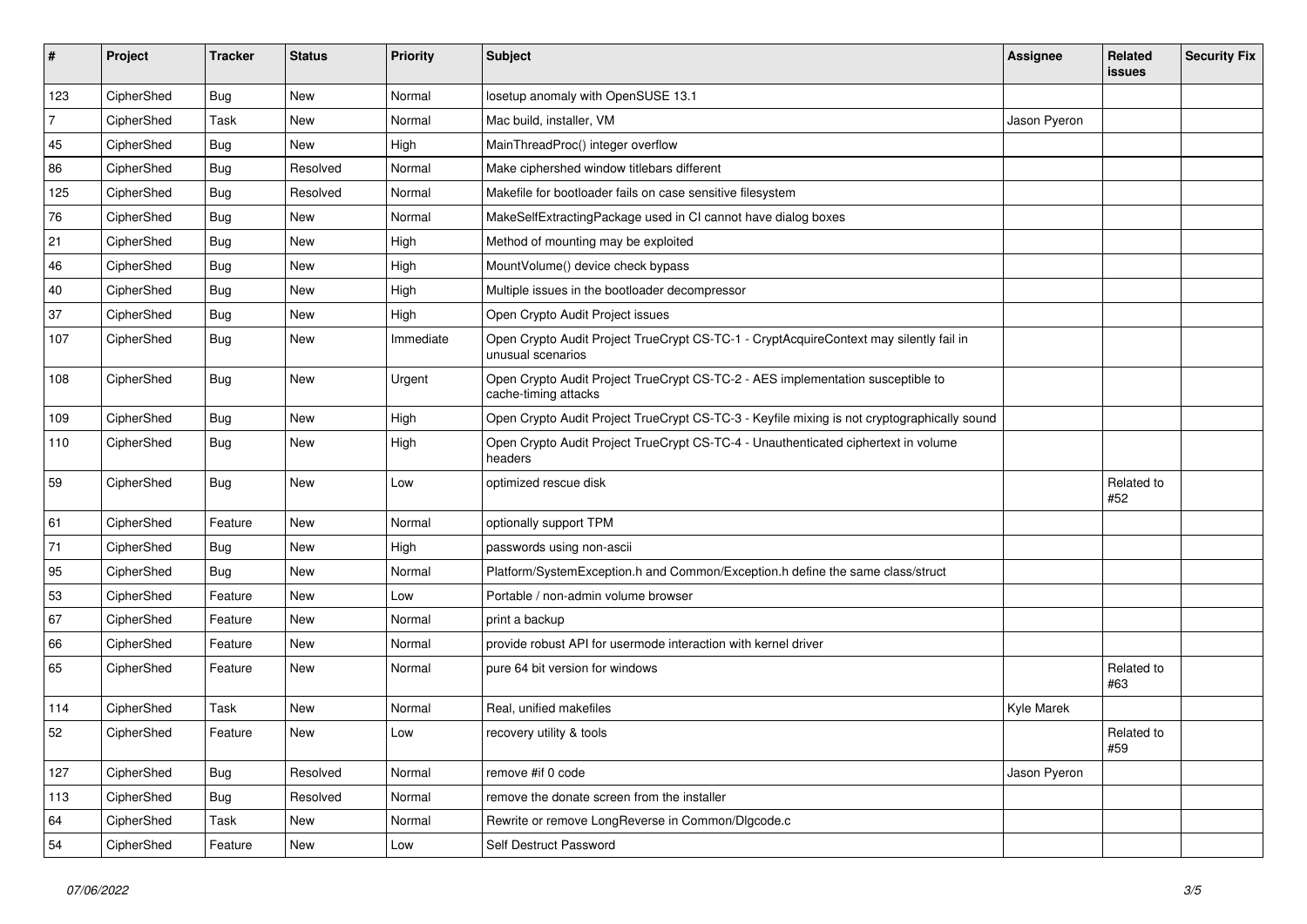| # | Project | Tracker | Status | Priority | Subject | Assignee | Related issues | Security Fix |
|---|---|---|---|---|---|---|---|---|
| 123 | CipherShed | Bug | New | Normal | losetup anomaly with OpenSUSE 13.1 | | | |
| 7 | CipherShed | Task | New | Normal | Mac build, installer, VM | Jason Pyeron | | |
| 45 | CipherShed | Bug | New | High | MainThreadProc() integer overflow | | | |
| 86 | CipherShed | Bug | Resolved | Normal | Make ciphershed window titlebars different | | | |
| 125 | CipherShed | Bug | Resolved | Normal | Makefile for bootloader fails on case sensitive filesystem | | | |
| 76 | CipherShed | Bug | New | Normal | MakeSelfExtractingPackage used in CI cannot have dialog boxes | | | |
| 21 | CipherShed | Bug | New | High | Method of mounting may be exploited | | | |
| 46 | CipherShed | Bug | New | High | MountVolume() device check bypass | | | |
| 40 | CipherShed | Bug | New | High | Multiple issues in the bootloader decompressor | | | |
| 37 | CipherShed | Bug | New | High | Open Crypto Audit Project issues | | | |
| 107 | CipherShed | Bug | New | Immediate | Open Crypto Audit Project TrueCrypt CS-TC-1 - CryptAcquireContext may silently fail in unusual scenarios | | | |
| 108 | CipherShed | Bug | New | Urgent | Open Crypto Audit Project TrueCrypt CS-TC-2 - AES implementation susceptible to cache-timing attacks | | | |
| 109 | CipherShed | Bug | New | High | Open Crypto Audit Project TrueCrypt CS-TC-3 - Keyfile mixing is not cryptographically sound | | | |
| 110 | CipherShed | Bug | New | High | Open Crypto Audit Project TrueCrypt CS-TC-4 - Unauthenticated ciphertext in volume headers | | | |
| 59 | CipherShed | Bug | New | Low | optimized rescue disk | | Related to #52 | |
| 61 | CipherShed | Feature | New | Normal | optionally support TPM | | | |
| 71 | CipherShed | Bug | New | High | passwords using non-ascii | | | |
| 95 | CipherShed | Bug | New | Normal | Platform/SystemException.h and Common/Exception.h define the same class/struct | | | |
| 53 | CipherShed | Feature | New | Low | Portable / non-admin volume browser | | | |
| 67 | CipherShed | Feature | New | Normal | print a backup | | | |
| 66 | CipherShed | Feature | New | Normal | provide robust API for usermode interaction with kernel driver | | | |
| 65 | CipherShed | Feature | New | Normal | pure 64 bit version for windows | | Related to #63 | |
| 114 | CipherShed | Task | New | Normal | Real, unified makefiles | Kyle Marek | | |
| 52 | CipherShed | Feature | New | Low | recovery utility & tools | | Related to #59 | |
| 127 | CipherShed | Bug | Resolved | Normal | remove #if 0 code | Jason Pyeron | | |
| 113 | CipherShed | Bug | Resolved | Normal | remove the donate screen from the installer | | | |
| 64 | CipherShed | Task | New | Normal | Rewrite or remove LongReverse in Common/Dlgcode.c | | | |
| 54 | CipherShed | Feature | New | Low | Self Destruct Password | | | |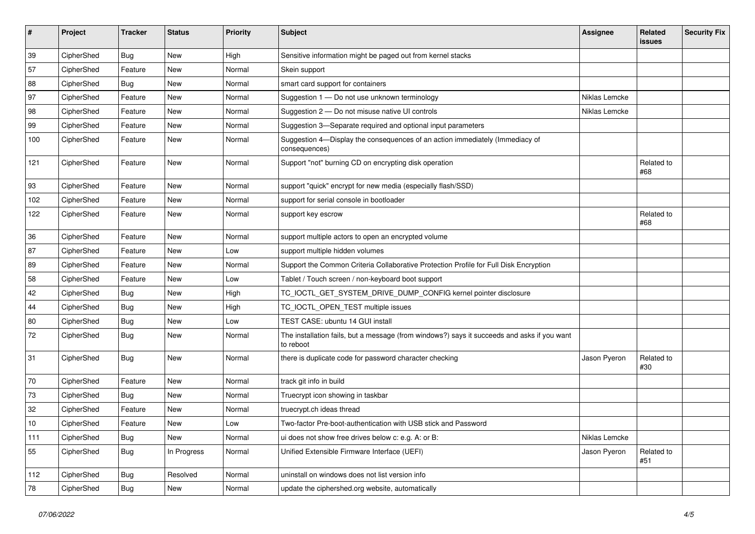| # | Project | Tracker | Status | Priority | Subject | Assignee | Related issues | Security Fix |
|---|---|---|---|---|---|---|---|---|
| 39 | CipherShed | Bug | New | High | Sensitive information might be paged out from kernel stacks | | | |
| 57 | CipherShed | Feature | New | Normal | Skein support | | | |
| 88 | CipherShed | Bug | New | Normal | smart card support for containers | | | |
| 97 | CipherShed | Feature | New | Normal | Suggestion 1 — Do not use unknown terminology | Niklas Lemcke | | |
| 98 | CipherShed | Feature | New | Normal | Suggestion 2 — Do not misuse native UI controls | Niklas Lemcke | | |
| 99 | CipherShed | Feature | New | Normal | Suggestion 3—Separate required and optional input parameters | | | |
| 100 | CipherShed | Feature | New | Normal | Suggestion 4—Display the consequences of an action immediately (Immediacy of consequences) | | | |
| 121 | CipherShed | Feature | New | Normal | Support "not" burning CD on encrypting disk operation | | Related to #68 | |
| 93 | CipherShed | Feature | New | Normal | support "quick" encrypt for new media (especially flash/SSD) | | | |
| 102 | CipherShed | Feature | New | Normal | support for serial console in bootloader | | | |
| 122 | CipherShed | Feature | New | Normal | support key escrow | | Related to #68 | |
| 36 | CipherShed | Feature | New | Normal | support multiple actors to open an encrypted volume | | | |
| 87 | CipherShed | Feature | New | Low | support multiple hidden volumes | | | |
| 89 | CipherShed | Feature | New | Normal | Support the Common Criteria Collaborative Protection Profile for Full Disk Encryption | | | |
| 58 | CipherShed | Feature | New | Low | Tablet / Touch screen / non-keyboard boot support | | | |
| 42 | CipherShed | Bug | New | High | TC_IOCTL_GET_SYSTEM_DRIVE_DUMP_CONFIG kernel pointer disclosure | | | |
| 44 | CipherShed | Bug | New | High | TC_IOCTL_OPEN_TEST multiple issues | | | |
| 80 | CipherShed | Bug | New | Low | TEST CASE: ubuntu 14 GUI install | | | |
| 72 | CipherShed | Bug | New | Normal | The installation fails, but a message (from windows?) says it succeeds and asks if you want to reboot | | | |
| 31 | CipherShed | Bug | New | Normal | there is duplicate code for password character checking | Jason Pyeron | Related to #30 | |
| 70 | CipherShed | Feature | New | Normal | track git info in build | | | |
| 73 | CipherShed | Bug | New | Normal | Truecrypt icon showing in taskbar | | | |
| 32 | CipherShed | Feature | New | Normal | truecrypt.ch ideas thread | | | |
| 10 | CipherShed | Feature | New | Low | Two-factor Pre-boot-authentication with USB stick and Password | | | |
| 111 | CipherShed | Bug | New | Normal | ui does not show free drives below c: e.g. A: or B: | Niklas Lemcke | | |
| 55 | CipherShed | Bug | In Progress | Normal | Unified Extensible Firmware Interface (UEFI) | Jason Pyeron | Related to #51 | |
| 112 | CipherShed | Bug | Resolved | Normal | uninstall on windows does not list version info | | | |
| 78 | CipherShed | Bug | New | Normal | update the ciphershed.org website, automatically | | | |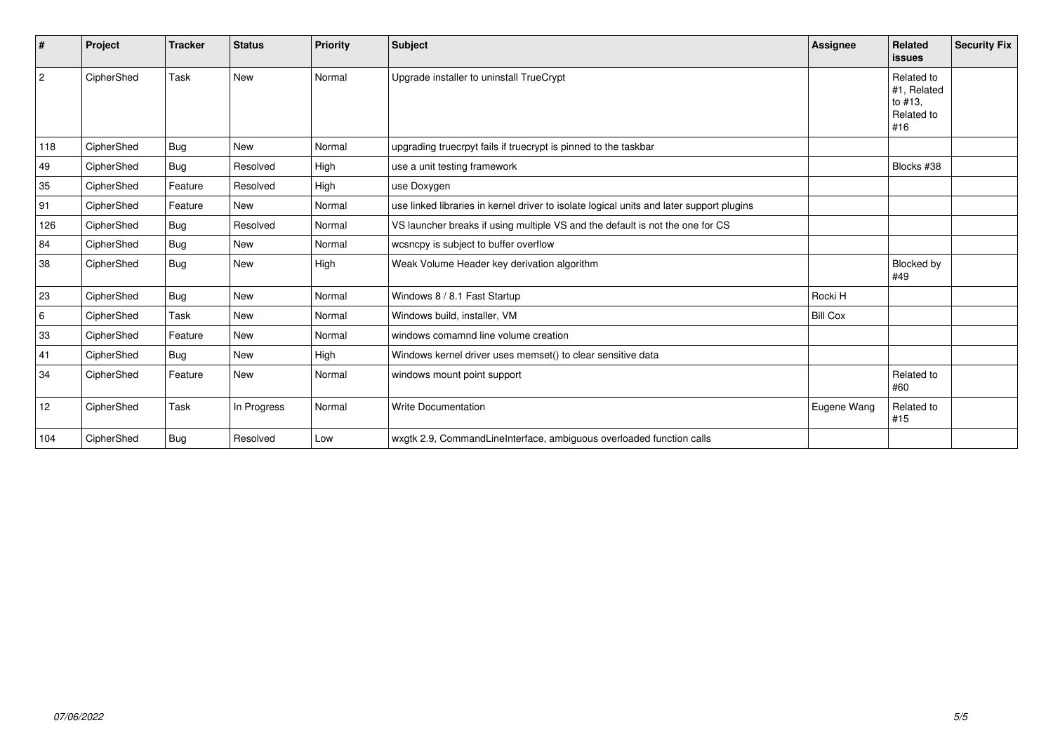| # | Project | Tracker | Status | Priority | Subject | Assignee | Related issues | Security Fix |
|---|---|---|---|---|---|---|---|---|
| 2 | CipherShed | Task | New | Normal | Upgrade installer to uninstall TrueCrypt | | Related to #1, Related to #13, Related to #16 | |
| 118 | CipherShed | Bug | New | Normal | upgrading truecrpyt fails if truecrypt is pinned to the taskbar | | | |
| 49 | CipherShed | Bug | Resolved | High | use a unit testing framework | | Blocks #38 | |
| 35 | CipherShed | Feature | Resolved | High | use Doxygen | | | |
| 91 | CipherShed | Feature | New | Normal | use linked libraries in kernel driver to isolate logical units and later support plugins | | | |
| 126 | CipherShed | Bug | Resolved | Normal | VS launcher breaks if using multiple VS and the default is not the one for CS | | | |
| 84 | CipherShed | Bug | New | Normal | wcsncpy is subject to buffer overflow | | | |
| 38 | CipherShed | Bug | New | High | Weak Volume Header key derivation algorithm | | Blocked by #49 | |
| 23 | CipherShed | Bug | New | Normal | Windows 8 / 8.1 Fast Startup | Rocki H | | |
| 6 | CipherShed | Task | New | Normal | Windows build, installer, VM | Bill Cox | | |
| 33 | CipherShed | Feature | New | Normal | windows comamnd line volume creation | | | |
| 41 | CipherShed | Bug | New | High | Windows kernel driver uses memset() to clear sensitive data | | | |
| 34 | CipherShed | Feature | New | Normal | windows mount point support | | Related to #60 | |
| 12 | CipherShed | Task | In Progress | Normal | Write Documentation | Eugene Wang | Related to #15 | |
| 104 | CipherShed | Bug | Resolved | Low | wxgtk 2.9, CommandLineInterface, ambiguous overloaded function calls | | | |

*07/06/2022*